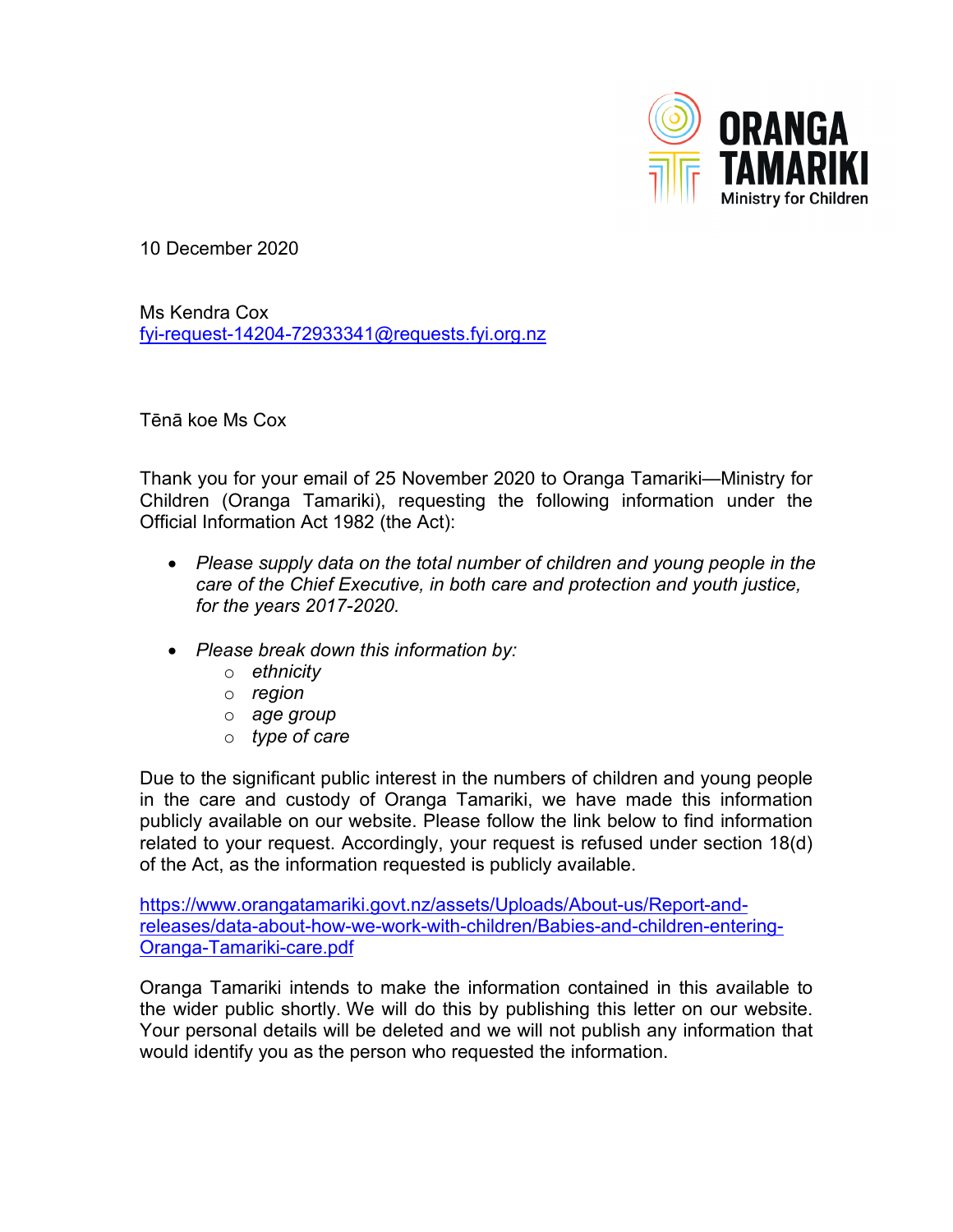ORANGA TAMARIKI
Ministry for Children

10 December 2020

Ms Kendra Cox
fyi-request-14204-72933341@requests.fyi.org.nz

Tēnā koe Ms Cox

Thank you for your email of 25 November 2020 to Oranga Tamariki—Ministry for Children (Oranga Tamariki), requesting the following information under the Official Information Act 1982 (the Act):

- *Please supply data on the total number of children and young people in the care of the Chief Executive, in both care and protection and youth justice, for the years 2017-2020.*
- *Please break down this information by:*
  - *ethnicity*
  - *region*
  - *age group*
  - *type of care*

Due to the significant public interest in the numbers of children and young people in the care and custody of Oranga Tamariki, we have made this information publicly available on our website. Please follow the link below to find information related to your request. Accordingly, your request is refused under section 18(d) of the Act, as the information requested is publicly available.

https://www.orangatamariki.govt.nz/assets/Uploads/About-us/Report-and-releases/data-about-how-we-work-with-children/Babies-and-children-entering-Oranga-Tamariki-care.pdf

Oranga Tamariki intends to make the information contained in this available to the wider public shortly. We will do this by publishing this letter on our website. Your personal details will be deleted and we will not publish any information that would identify you as the person who requested the information.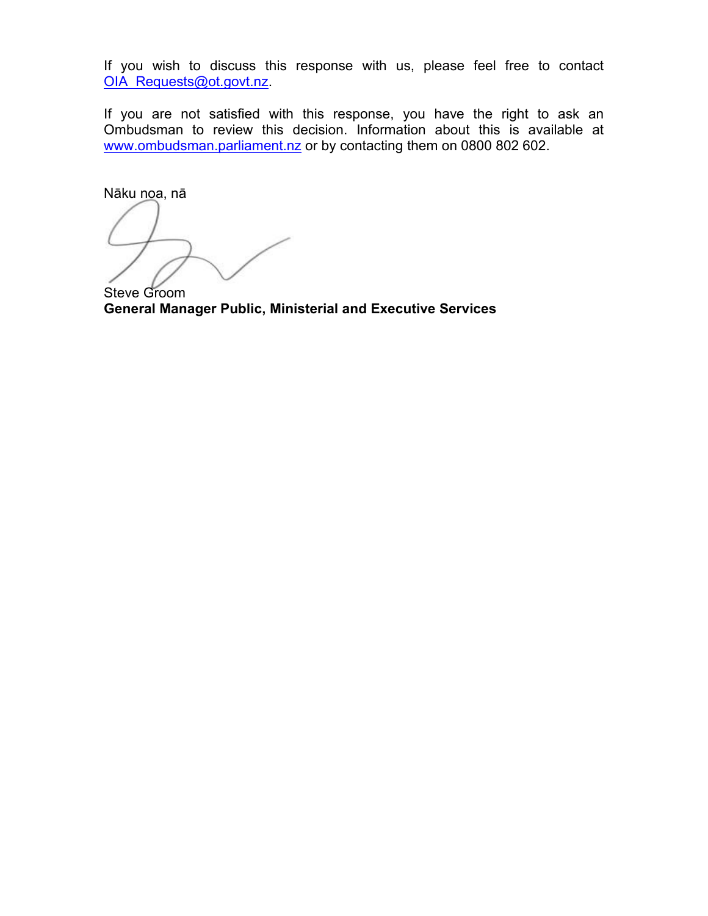If you wish to discuss this response with us, please feel free to contact OIA_Requests@ot.govt.nz.

If you are not satisfied with this response, you have the right to ask an Ombudsman to review this decision. Information about this is available at www.ombudsman.parliament.nz or by contacting them on 0800 802 602.

Nāku noa, nā

Steve Groom
**General Manager Public, Ministerial and Executive Services**